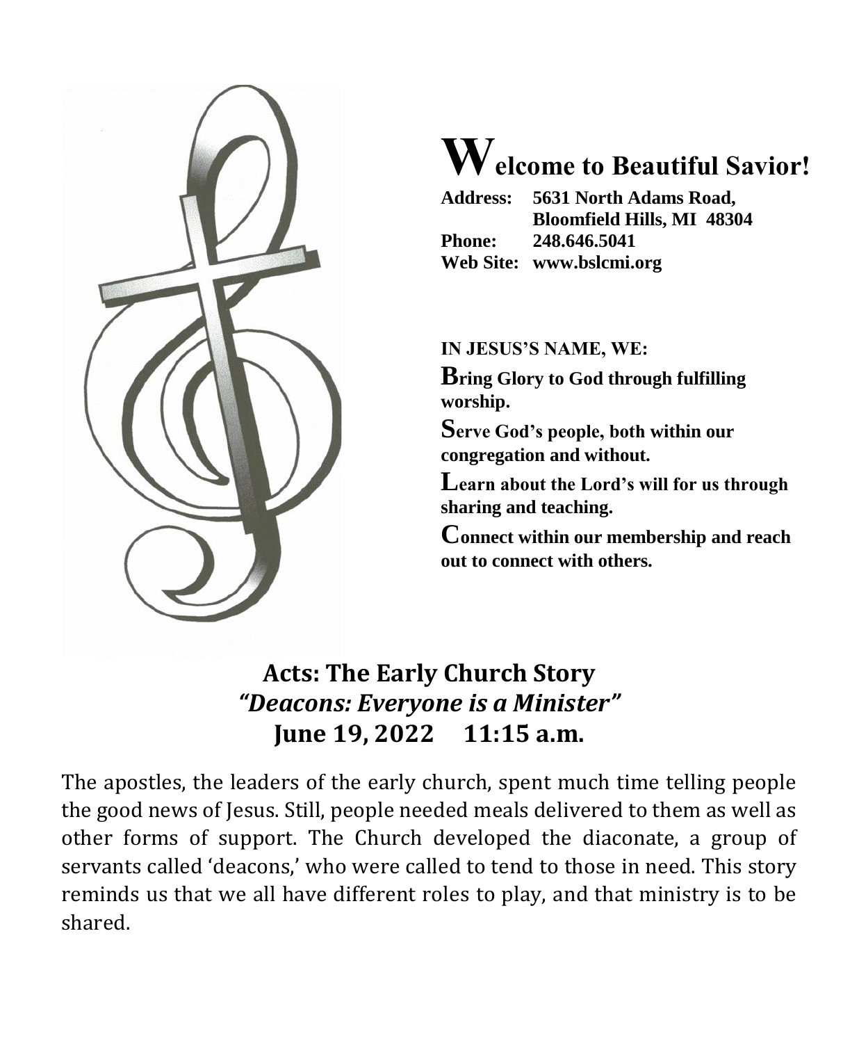# Welcome to Beautiful Savior!

**Address:** **5631 North Adams Road, Bloomfield Hills, MI 48304**
**Phone:** **248.646.5041**
**Web Site:** **www.bslcmi.org**

**IN JESUS'S NAME, WE:**

**Bring Glory to God through fulfilling worship.**

**Serve God's people, both within our congregation and without.**

**Learn about the Lord's will for us through sharing and teaching.**

**Connect within our membership and reach out to connect with others.**

## Acts: The Early Church Story
## *"Deacons: Everyone is a Minister"*
## June 19, 2022 11:15 a.m.

The apostles, the leaders of the early church, spent much time telling people the good news of Jesus. Still, people needed meals delivered to them as well as other forms of support. The Church developed the diaconate, a group of servants called 'deacons,' who were called to tend to those in need. This story reminds us that we all have different roles to play, and that ministry is to be shared.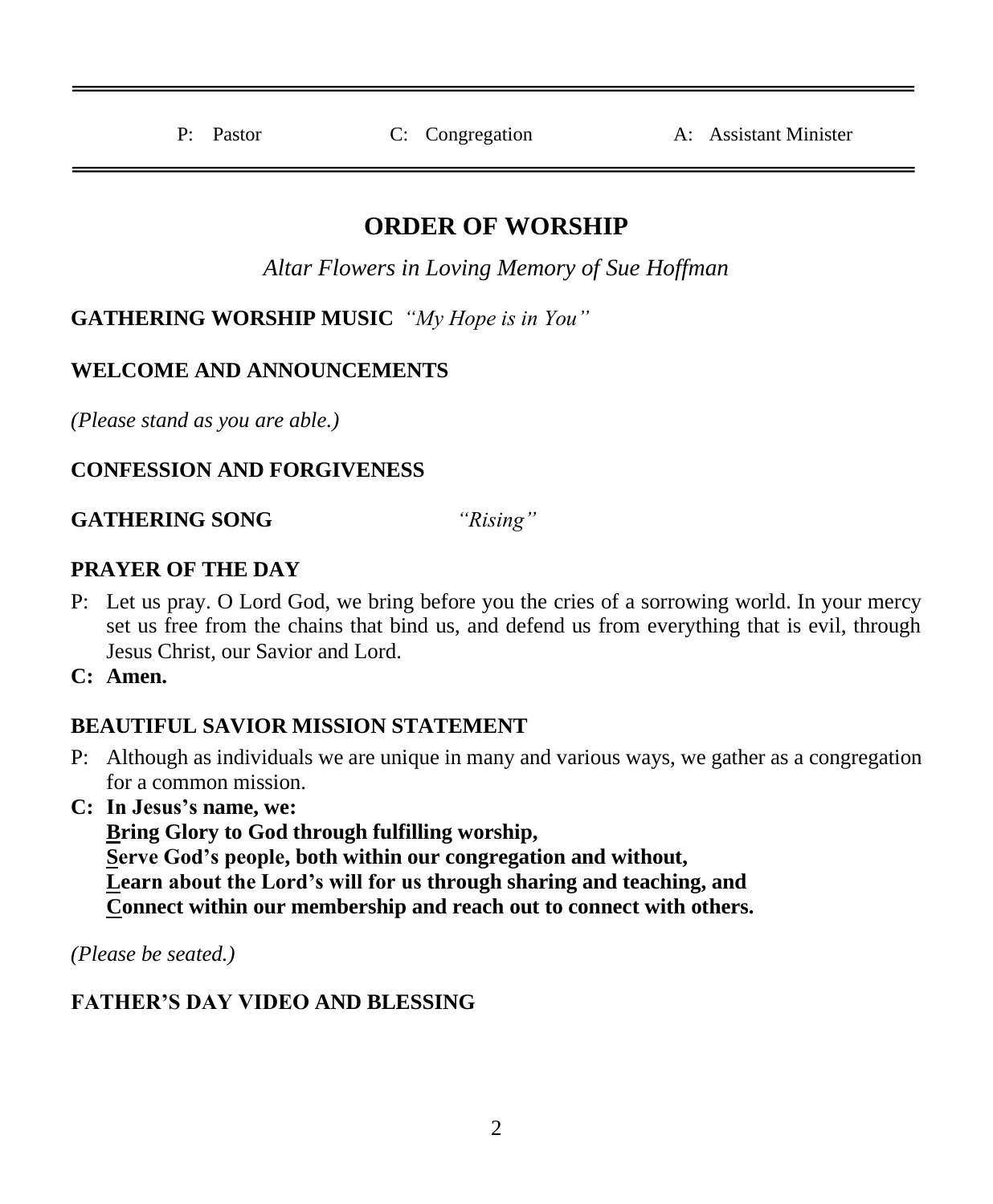P: Pastor    C: Congregation    A: Assistant Minister

# ORDER OF WORSHIP

*Altar Flowers in Loving Memory of Sue Hoffman*

**GATHERING WORSHIP MUSIC** *"My Hope is in You"*

**WELCOME AND ANNOUNCEMENTS**

*(Please stand as you are able.)*

**CONFESSION AND FORGIVENESS**

**GATHERING SONG** *"Rising"*

**PRAYER OF THE DAY**

P: Let us pray. O Lord God, we bring before you the cries of a sorrowing world. In your mercy set us free from the chains that bind us, and defend us from everything that is evil, through Jesus Christ, our Savior and Lord.

**C: Amen.**

**BEAUTIFUL SAVIOR MISSION STATEMENT**

P: Although as individuals we are unique in many and various ways, we gather as a congregation for a common mission.

**C: In Jesus's name, we:**
**<u>B</u>ring Glory to God through fulfilling worship,**
**<u>S</u>erve God's people, both within our congregation and without,**
**<u>L</u>earn about the Lord's will for us through sharing and teaching, and**
**<u>C</u>onnect within our membership and reach out to connect with others.**

*(Please be seated.)*

**FATHER'S DAY VIDEO AND BLESSING**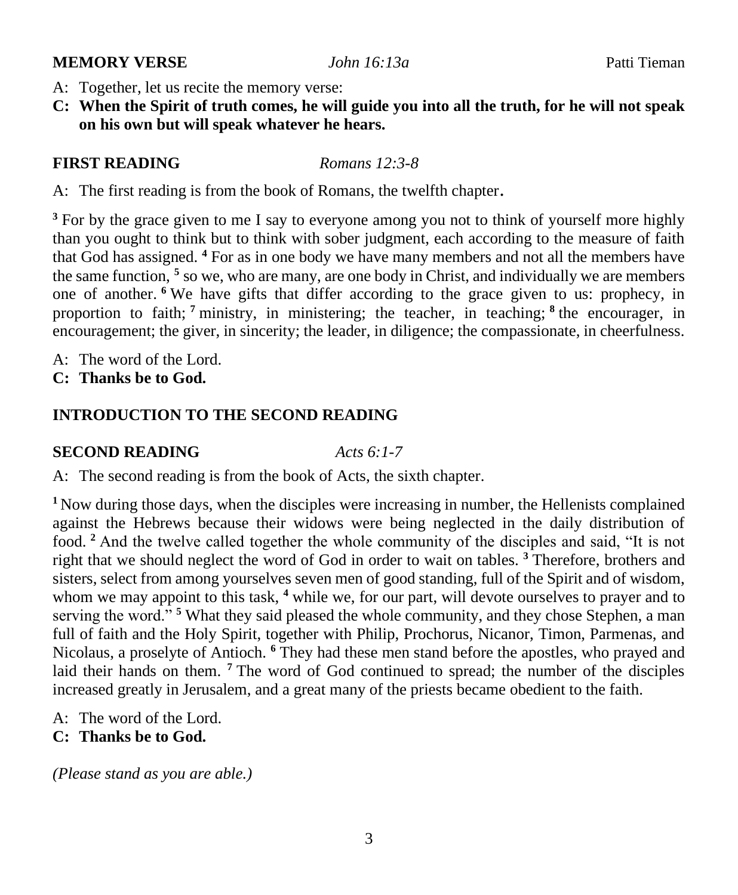**MEMORY VERSE** *John 16:13a* Patti Tieman

A: Together, let us recite the memory verse:

**C: When the Spirit of truth comes, he will guide you into all the truth, for he will not speak on his own but will speak whatever he hears.**

**FIRST READING** *Romans 12:3-8*

A: The first reading is from the book of Romans, the twelfth chapter.

[3] For by the grace given to me I say to everyone among you not to think of yourself more highly than you ought to think but to think with sober judgment, each according to the measure of faith that God has assigned. [4] For as in one body we have many members and not all the members have the same function, [5] so we, who are many, are one body in Christ, and individually we are members one of another. [6] We have gifts that differ according to the grace given to us: prophecy, in proportion to faith; [7] ministry, in ministering; the teacher, in teaching; [8] the encourager, in encouragement; the giver, in sincerity; the leader, in diligence; the compassionate, in cheerfulness.

A: The word of the Lord.

**C: Thanks be to God.**

**INTRODUCTION TO THE SECOND READING**

**SECOND READING** *Acts 6:1-7*

A: The second reading is from the book of Acts, the sixth chapter.

[1] Now during those days, when the disciples were increasing in number, the Hellenists complained against the Hebrews because their widows were being neglected in the daily distribution of food. [2] And the twelve called together the whole community of the disciples and said, "It is not right that we should neglect the word of God in order to wait on tables. [3] Therefore, brothers and sisters, select from among yourselves seven men of good standing, full of the Spirit and of wisdom, whom we may appoint to this task, [4] while we, for our part, will devote ourselves to prayer and to serving the word." [5] What they said pleased the whole community, and they chose Stephen, a man full of faith and the Holy Spirit, together with Philip, Prochorus, Nicanor, Timon, Parmenas, and Nicolaus, a proselyte of Antioch. [6] They had these men stand before the apostles, who prayed and laid their hands on them. [7] The word of God continued to spread; the number of the disciples increased greatly in Jerusalem, and a great many of the priests became obedient to the faith.

A: The word of the Lord.

**C: Thanks be to God.**

*(Please stand as you are able.)*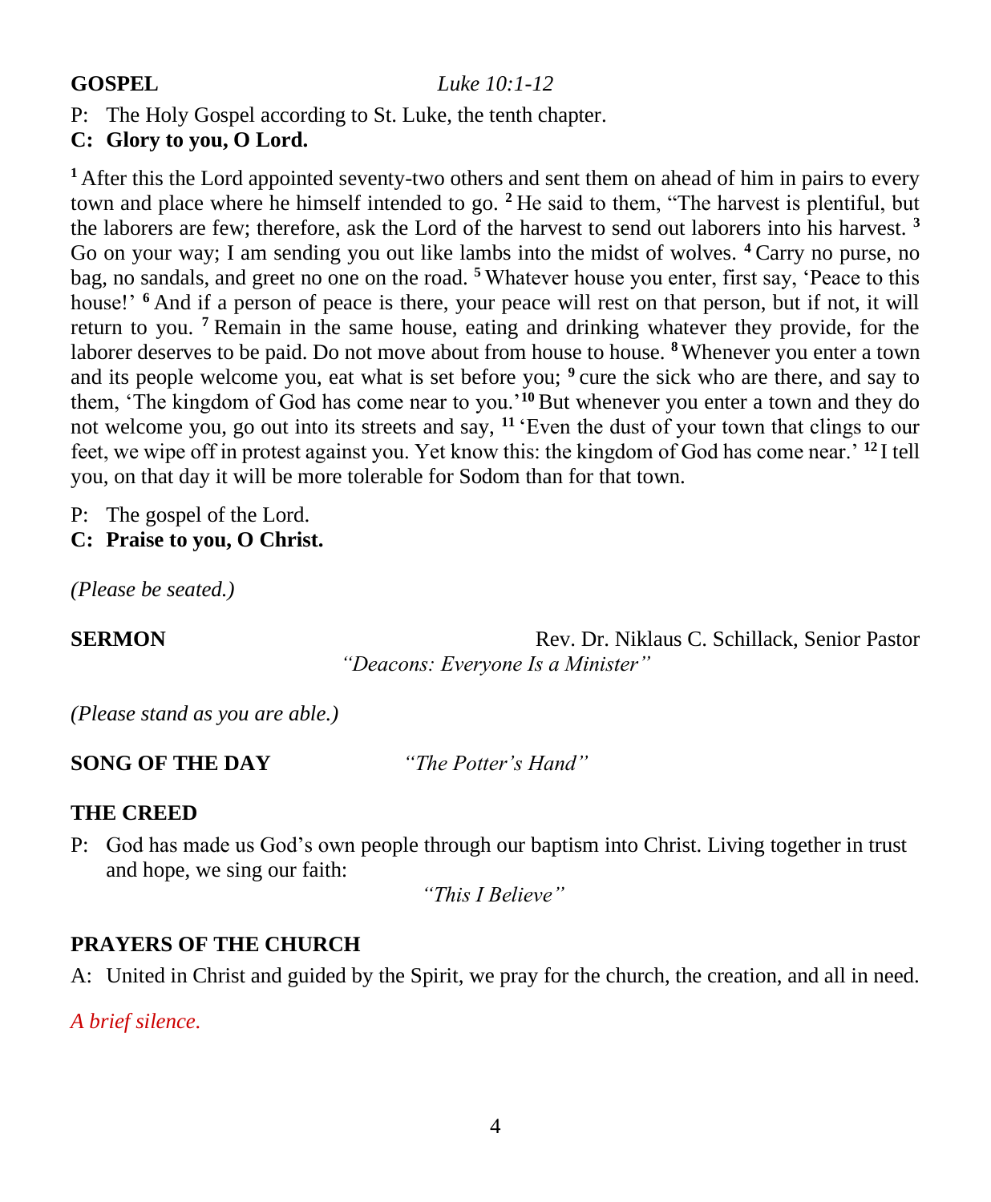**GOSPEL** *Luke 10:1-12*

P: The Holy Gospel according to St. Luke, the tenth chapter.

**C: Glory to you, O Lord.**

[1] After this the Lord appointed seventy-two others and sent them on ahead of him in pairs to every town and place where he himself intended to go. [2] He said to them, "The harvest is plentiful, but the laborers are few; therefore, ask the Lord of the harvest to send out laborers into his harvest. [3] Go on your way; I am sending you out like lambs into the midst of wolves. [4] Carry no purse, no bag, no sandals, and greet no one on the road. [5] Whatever house you enter, first say, 'Peace to this house!' [6] And if a person of peace is there, your peace will rest on that person, but if not, it will return to you. [7] Remain in the same house, eating and drinking whatever they provide, for the laborer deserves to be paid. Do not move about from house to house. [8] Whenever you enter a town and its people welcome you, eat what is set before you; [9] cure the sick who are there, and say to them, 'The kingdom of God has come near to you.' [10] But whenever you enter a town and they do not welcome you, go out into its streets and say, [11] 'Even the dust of your town that clings to our feet, we wipe off in protest against you. Yet know this: the kingdom of God has come near.' [12] I tell you, on that day it will be more tolerable for Sodom than for that town.

P: The gospel of the Lord.

**C: Praise to you, O Christ.**

*(Please be seated.)*

**SERMON** Rev. Dr. Niklaus C. Schillack, Senior Pastor

*"Deacons: Everyone Is a Minister"*

*(Please stand as you are able.)*

**SONG OF THE DAY** *"The Potter's Hand"*

**THE CREED**

P: God has made us God's own people through our baptism into Christ. Living together in trust and hope, we sing our faith:

*"This I Believe"*

**PRAYERS OF THE CHURCH**

A: United in Christ and guided by the Spirit, we pray for the church, the creation, and all in need.

*A brief silence.*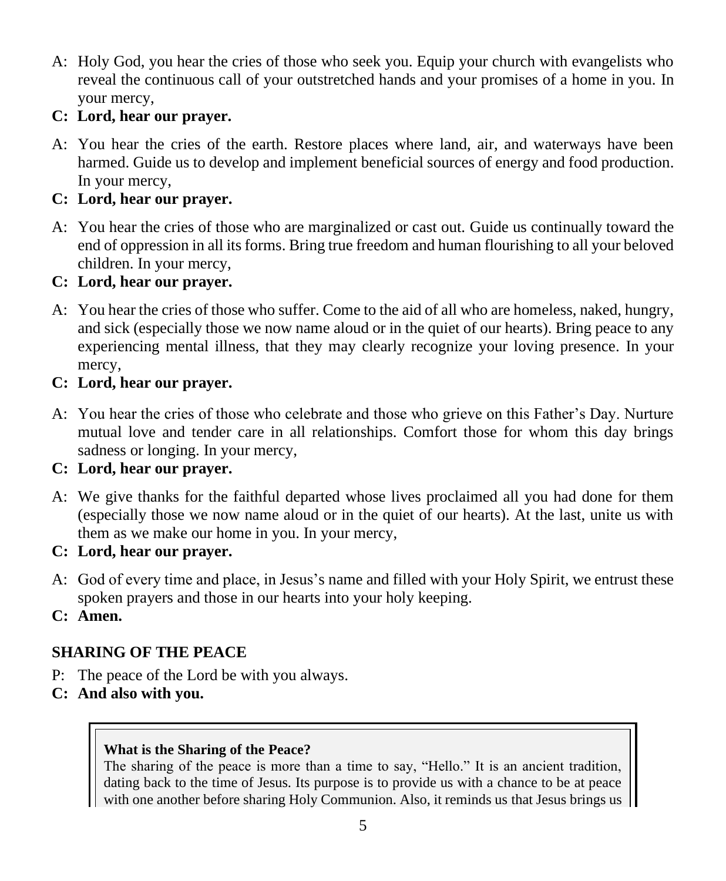A: Holy God, you hear the cries of those who seek you. Equip your church with evangelists who reveal the continuous call of your outstretched hands and your promises of a home in you. In your mercy,

**C: Lord, hear our prayer.**

A: You hear the cries of the earth. Restore places where land, air, and waterways have been harmed. Guide us to develop and implement beneficial sources of energy and food production. In your mercy,

**C: Lord, hear our prayer.**

A: You hear the cries of those who are marginalized or cast out. Guide us continually toward the end of oppression in all its forms. Bring true freedom and human flourishing to all your beloved children. In your mercy,

**C: Lord, hear our prayer.**

A: You hear the cries of those who suffer. Come to the aid of all who are homeless, naked, hungry, and sick (especially those we now name aloud or in the quiet of our hearts). Bring peace to any experiencing mental illness, that they may clearly recognize your loving presence. In your mercy,

**C: Lord, hear our prayer.**

A: You hear the cries of those who celebrate and those who grieve on this Father's Day. Nurture mutual love and tender care in all relationships. Comfort those for whom this day brings sadness or longing. In your mercy,

**C: Lord, hear our prayer.**

A: We give thanks for the faithful departed whose lives proclaimed all you had done for them (especially those we now name aloud or in the quiet of our hearts). At the last, unite us with them as we make our home in you. In your mercy,

**C: Lord, hear our prayer.**

A: God of every time and place, in Jesus's name and filled with your Holy Spirit, we entrust these spoken prayers and those in our hearts into your holy keeping.

**C: Amen.**

## SHARING OF THE PEACE

P: The peace of the Lord be with you always.

**C: And also with you.**

> **What is the Sharing of the Peace?**
> The sharing of the peace is more than a time to say, "Hello." It is an ancient tradition, dating back to the time of Jesus. Its purpose is to provide us with a chance to be at peace with one another before sharing Holy Communion. Also, it reminds us that Jesus brings us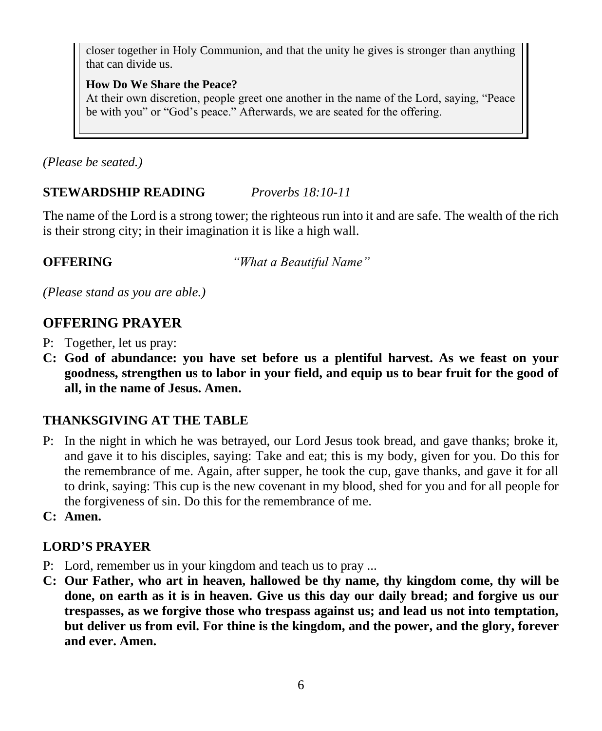closer together in Holy Communion, and that the unity he gives is stronger than anything that can divide us.

**How Do We Share the Peace?**
At their own discretion, people greet one another in the name of the Lord, saying, "Peace be with you" or "God's peace." Afterwards, we are seated for the offering.

*(Please be seated.)*

**STEWARDSHIP READING** *Proverbs 18:10-11*

The name of the Lord is a strong tower; the righteous run into it and are safe. The wealth of the rich is their strong city; in their imagination it is like a high wall.

**OFFERING** *"What a Beautiful Name"*

*(Please stand as you are able.)*

## OFFERING PRAYER

P: Together, let us pray:

**C: God of abundance: you have set before us a plentiful harvest. As we feast on your goodness, strengthen us to labor in your field, and equip us to bear fruit for the good of all, in the name of Jesus. Amen.**

### THANKSGIVING AT THE TABLE

P: In the night in which he was betrayed, our Lord Jesus took bread, and gave thanks; broke it, and gave it to his disciples, saying: Take and eat; this is my body, given for you. Do this for the remembrance of me. Again, after supper, he took the cup, gave thanks, and gave it for all to drink, saying: This cup is the new covenant in my blood, shed for you and for all people for the forgiveness of sin. Do this for the remembrance of me.

**C: Amen.**

### LORD'S PRAYER

P: Lord, remember us in your kingdom and teach us to pray ...

**C: Our Father, who art in heaven, hallowed be thy name, thy kingdom come, thy will be done, on earth as it is in heaven. Give us this day our daily bread; and forgive us our trespasses, as we forgive those who trespass against us; and lead us not into temptation, but deliver us from evil. For thine is the kingdom, and the power, and the glory, forever and ever. Amen.**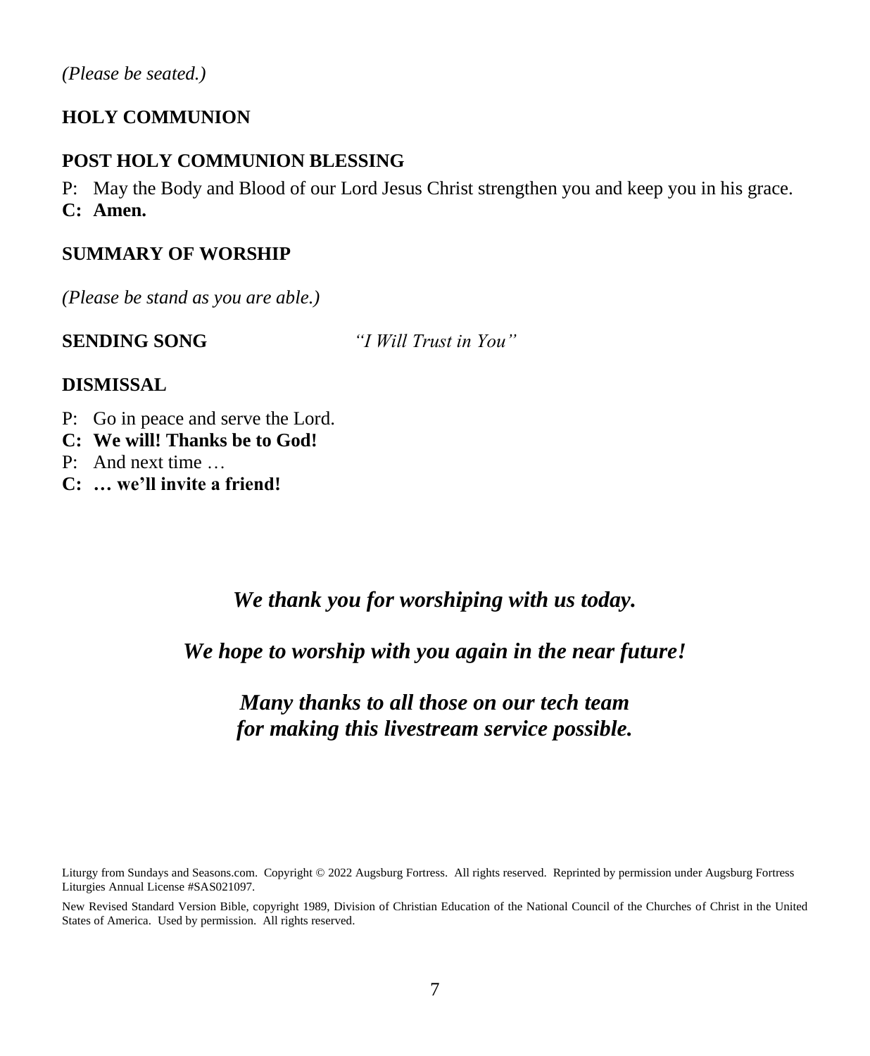*(Please be seated.)*

**HOLY COMMUNION**

**POST HOLY COMMUNION BLESSING**

P: May the Body and Blood of our Lord Jesus Christ strengthen you and keep you in his grace.
**C: Amen.**

**SUMMARY OF WORSHIP**

*(Please be stand as you are able.)*

**SENDING SONG** *"I Will Trust in You"*

**DISMISSAL**

P: Go in peace and serve the Lord.
**C: We will! Thanks be to God!**
P: And next time …
**C: … we'll invite a friend!**

***We thank you for worshiping with us today.***

***We hope to worship with you again in the near future!***

***Many thanks to all those on our tech team for making this livestream service possible.***

Liturgy from Sundays and Seasons.com. Copyright © 2022 Augsburg Fortress. All rights reserved. Reprinted by permission under Augsburg Fortress Liturgies Annual License #SAS021097.

New Revised Standard Version Bible, copyright 1989, Division of Christian Education of the National Council of the Churches of Christ in the United States of America. Used by permission. All rights reserved.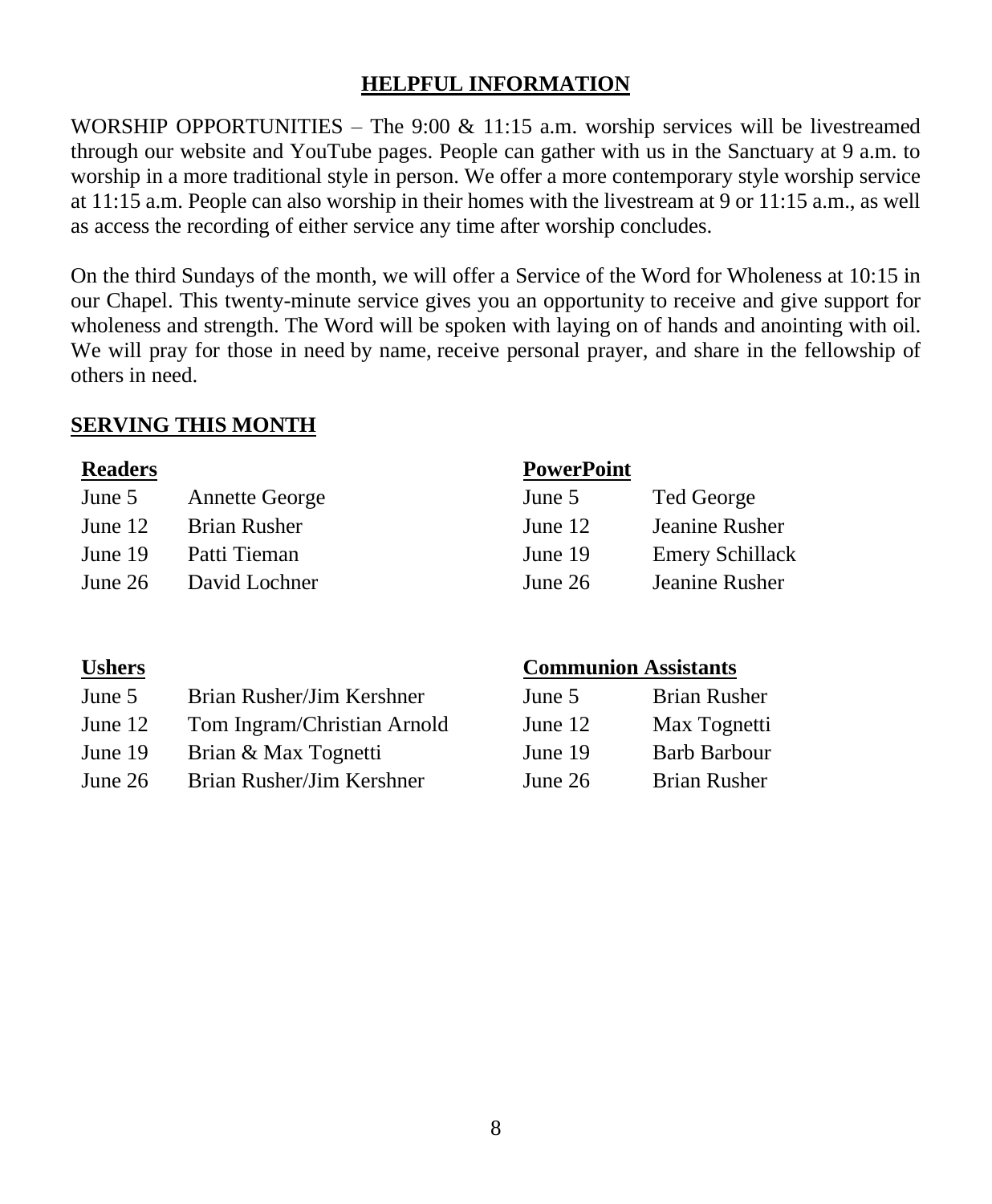## HELPFUL INFORMATION

WORSHIP OPPORTUNITIES – The 9:00 & 11:15 a.m. worship services will be livestreamed through our website and YouTube pages. People can gather with us in the Sanctuary at 9 a.m. to worship in a more traditional style in person. We offer a more contemporary style worship service at 11:15 a.m. People can also worship in their homes with the livestream at 9 or 11:15 a.m., as well as access the recording of either service any time after worship concludes.

On the third Sundays of the month, we will offer a Service of the Word for Wholeness at 10:15 in our Chapel. This twenty-minute service gives you an opportunity to receive and give support for wholeness and strength. The Word will be spoken with laying on of hands and anointing with oil. We will pray for those in need by name, receive personal prayer, and share in the fellowship of others in need.

### SERVING THIS MONTH

**Readers**

| | |
|---|---|
| June 5 | Annette George |
| June 12 | Brian Rusher |
| June 19 | Patti Tieman |
| June 26 | David Lochner |

**PowerPoint**

| | |
|---|---|
| June 5 | Ted George |
| June 12 | Jeanine Rusher |
| June 19 | Emery Schillack |
| June 26 | Jeanine Rusher |

**Ushers**

| | |
|---|---|
| June 5 | Brian Rusher/Jim Kershner |
| June 12 | Tom Ingram/Christian Arnold |
| June 19 | Brian & Max Tognetti |
| June 26 | Brian Rusher/Jim Kershner |

**Communion Assistants**

| | |
|---|---|
| June 5 | Brian Rusher |
| June 12 | Max Tognetti |
| June 19 | Barb Barbour |
| June 26 | Brian Rusher |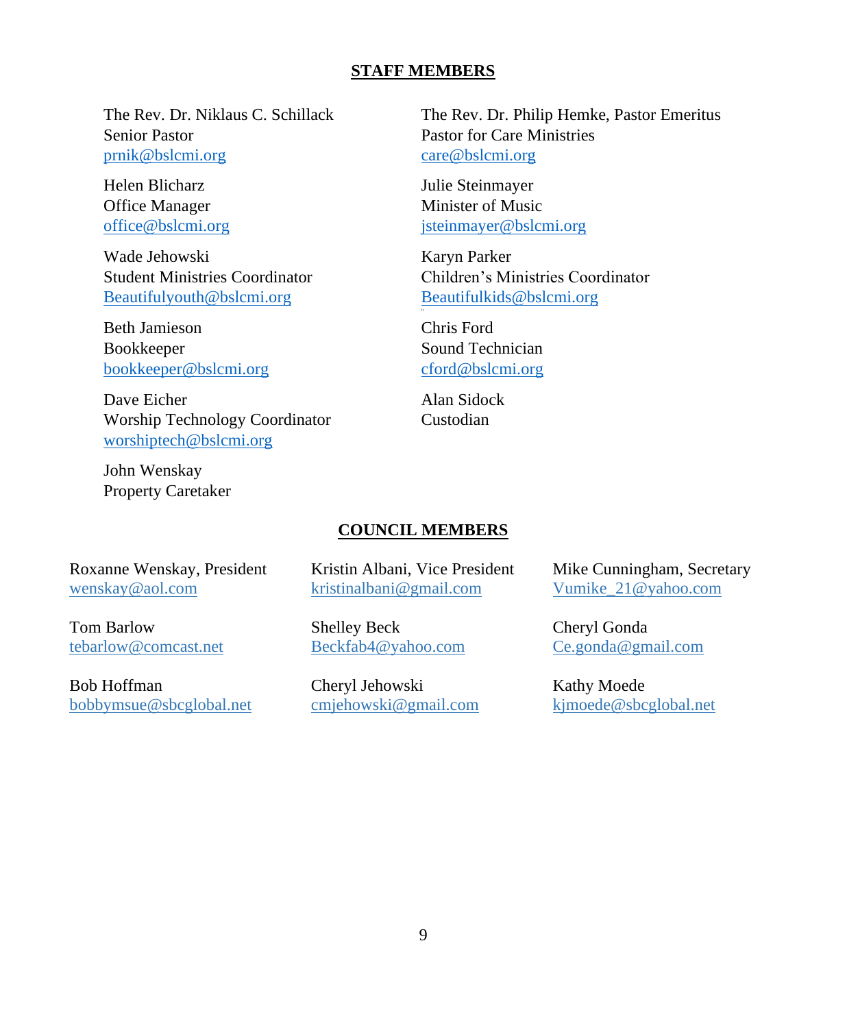## STAFF MEMBERS

The Rev. Dr. Niklaus C. Schillack
Senior Pastor
prnik@bslcmi.org

Helen Blicharz
Office Manager
office@bslcmi.org

Wade Jehowski
Student Ministries Coordinator
Beautifulyouth@bslcmi.org

Beth Jamieson
Bookkeeper
bookkeeper@bslcmi.org

Dave Eicher
Worship Technology Coordinator
worshiptech@bslcmi.org

John Wenskay
Property Caretaker

The Rev. Dr. Philip Hemke, Pastor Emeritus
Pastor for Care Ministries
care@bslcmi.org

Julie Steinmayer
Minister of Music
jsteinmayer@bslcmi.org

Karyn Parker
Children's Ministries Coordinator
Beautifulkids@bslcmi.org

Chris Ford
Sound Technician
cford@bslcmi.org

Alan Sidock
Custodian

## COUNCIL MEMBERS

Roxanne Wenskay, President
wenskay@aol.com

Kristin Albani, Vice President
kristinalbani@gmail.com

Mike Cunningham, Secretary
Vumike_21@yahoo.com

Tom Barlow
tebarlow@comcast.net

Shelley Beck
Beckfab4@yahoo.com

Cheryl Gonda
Ce.gonda@gmail.com

Bob Hoffman
bobbymsue@sbcglobal.net

Cheryl Jehowski
cmjehowski@gmail.com

Kathy Moede
kjmoede@sbcglobal.net